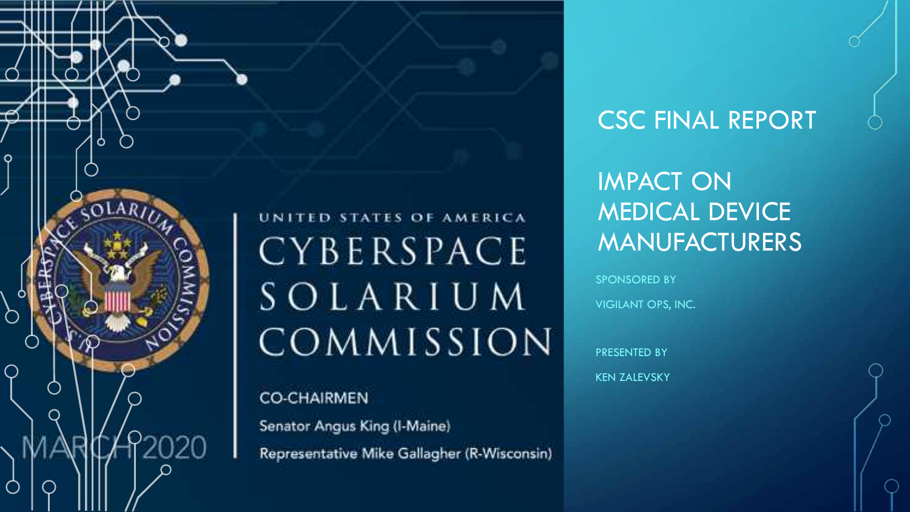# CSC FINAL REPORT

## IMPACT ON MEDICAL DEVICE MANUFACTURERS

SPONSORED BY

VIGILANT OPS, INC.

PRESENTED BY

KEN ZALEVSKY

UNITED STATES OF AMERICA

CYBERSPACE SOLARIUM COMMISSION

CO-CHAIRMEN

Senator Angus King (I-Maine)

Representative Mike Gallagher (R-Wisconsin)

MARCH 2020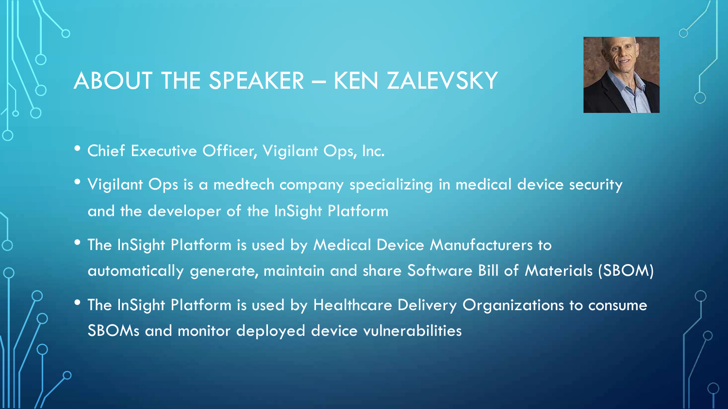# ABOUT THE SPEAKER – KEN ZALEVSKY

- Chief Executive Officer, Vigilant Ops, Inc.
- Vigilant Ops is a medtech company specializing in medical device security and the developer of the InSight Platform
- The InSight Platform is used by Medical Device Manufacturers to automatically generate, maintain and share Software Bill of Materials (SBOM)
- The InSight Platform is used by Healthcare Delivery Organizations to consume SBOMs and monitor deployed device vulnerabilities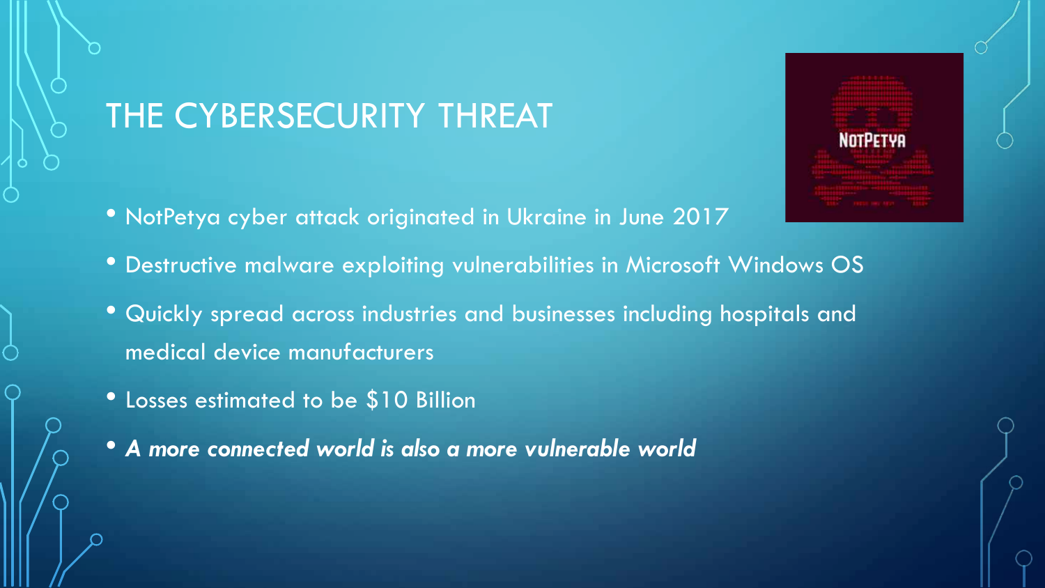# THE CYBERSECURITY THREAT

- NotPetya cyber attack originated in Ukraine in June 2017
- Destructive malware exploiting vulnerabilities in Microsoft Windows OS
- Quickly spread across industries and businesses including hospitals and medical device manufacturers
- Losses estimated to be $10 Billion
- ***A more connected world is also a more vulnerable world***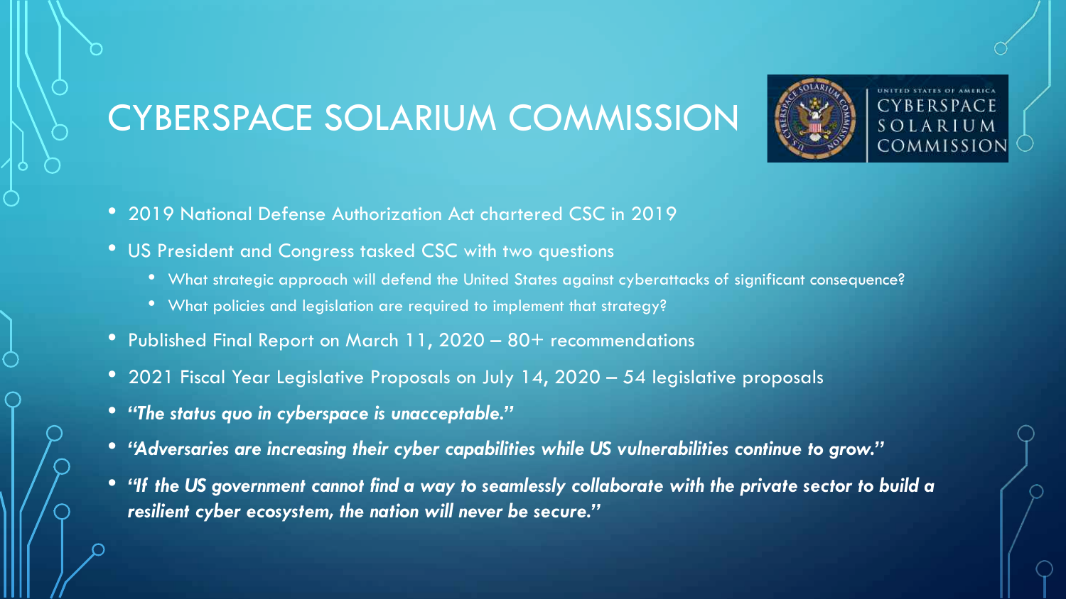# CYBERSPACE SOLARIUM COMMISSION

- 2019 National Defense Authorization Act chartered CSC in 2019
- US President and Congress tasked CSC with two questions
  - What strategic approach will defend the United States against cyberattacks of significant consequence?
  - What policies and legislation are required to implement that strategy?
- Published Final Report on March 11, 2020 – 80+ recommendations
- 2021 Fiscal Year Legislative Proposals on July 14, 2020 – 54 legislative proposals
- ***"The status quo in cyberspace is unacceptable."***
- ***"Adversaries are increasing their cyber capabilities while US vulnerabilities continue to grow."***
- ***"If the US government cannot find a way to seamlessly collaborate with the private sector to build a resilient cyber ecosystem, the nation will never be secure."***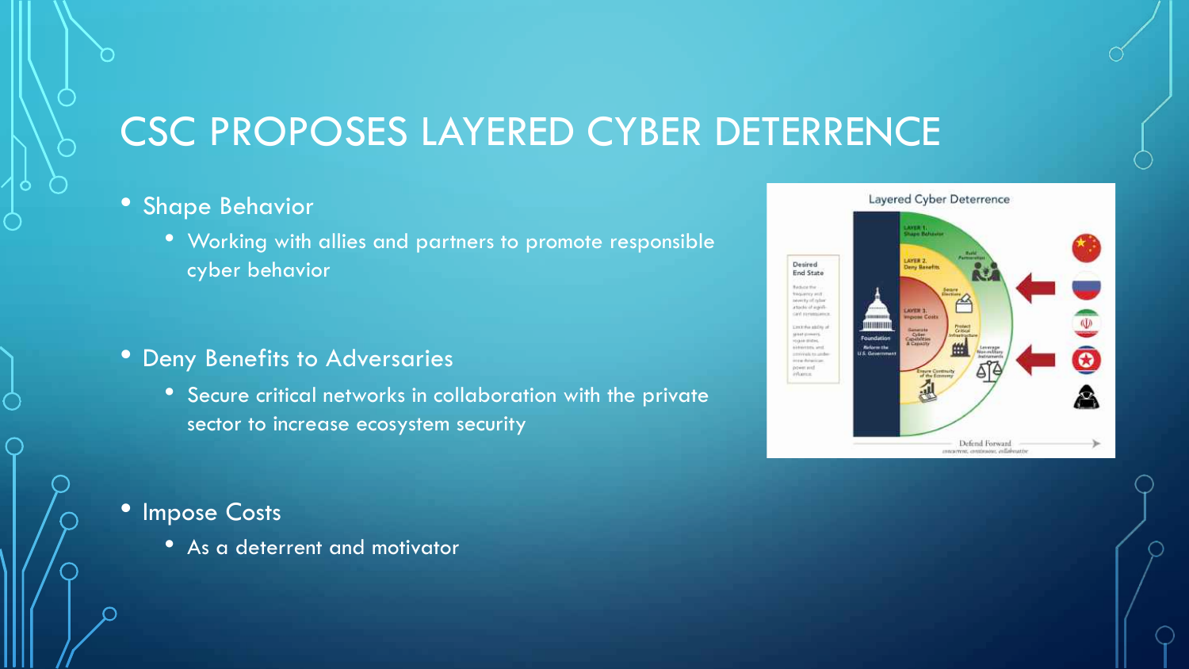# CSC PROPOSES LAYERED CYBER DETERRENCE

- Shape Behavior
  - Working with allies and partners to promote responsible cyber behavior
- Deny Benefits to Adversaries
  - Secure critical networks in collaboration with the private sector to increase ecosystem security
- Impose Costs
  - As a deterrent and motivator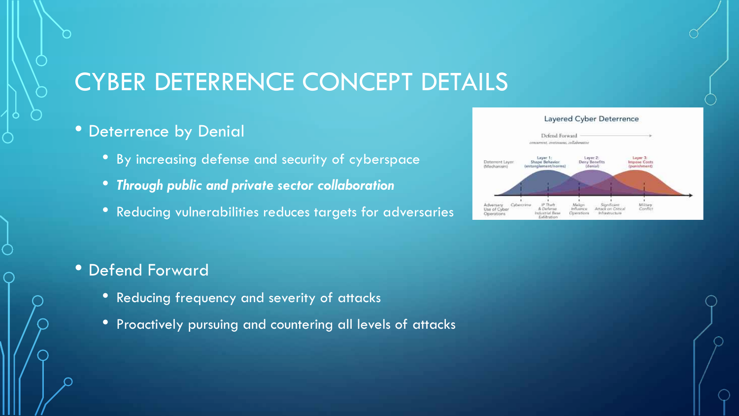# CYBER DETERRENCE CONCEPT DETAILS

- Deterrence by Denial
  - By increasing defense and security of cyberspace
  - ***Through public and private sector collaboration***
  - Reducing vulnerabilities reduces targets for adversaries

- Defend Forward
  - Reducing frequency and severity of attacks
  - Proactively pursuing and countering all levels of attacks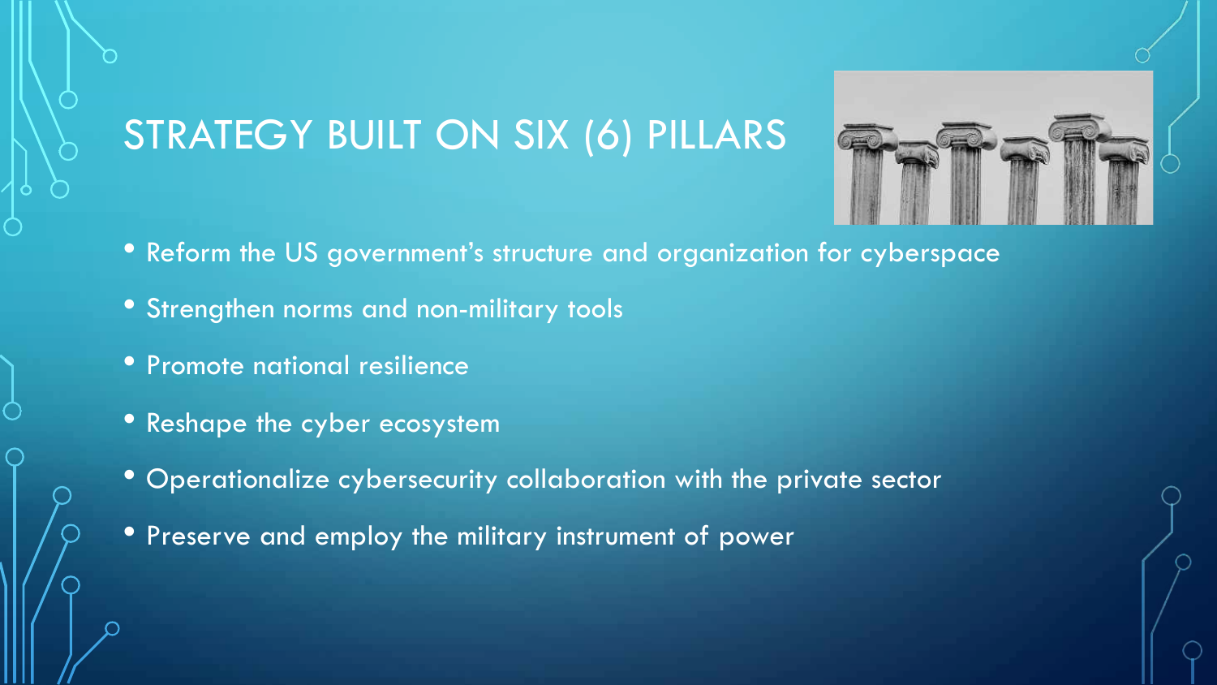# STRATEGY BUILT ON SIX (6) PILLARS

- Reform the US government's structure and organization for cyberspace
- Strengthen norms and non-military tools
- Promote national resilience
- Reshape the cyber ecosystem
- Operationalize cybersecurity collaboration with the private sector
- Preserve and employ the military instrument of power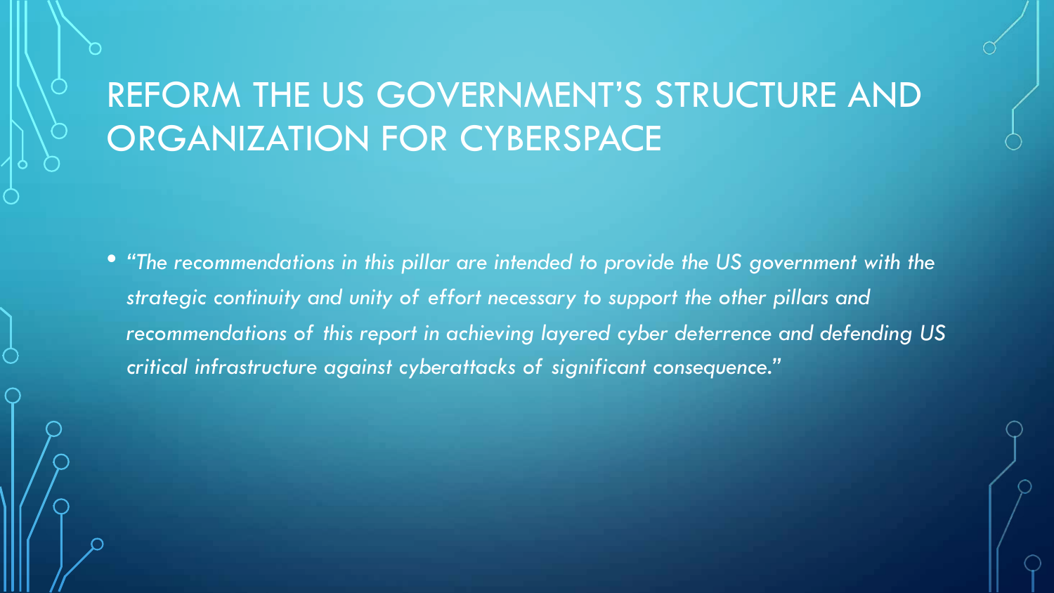# REFORM THE US GOVERNMENT'S STRUCTURE AND ORGANIZATION FOR CYBERSPACE

- *"The recommendations in this pillar are intended to provide the US government with the strategic continuity and unity of effort necessary to support the other pillars and recommendations of this report in achieving layered cyber deterrence and defending US critical infrastructure against cyberattacks of significant consequence."*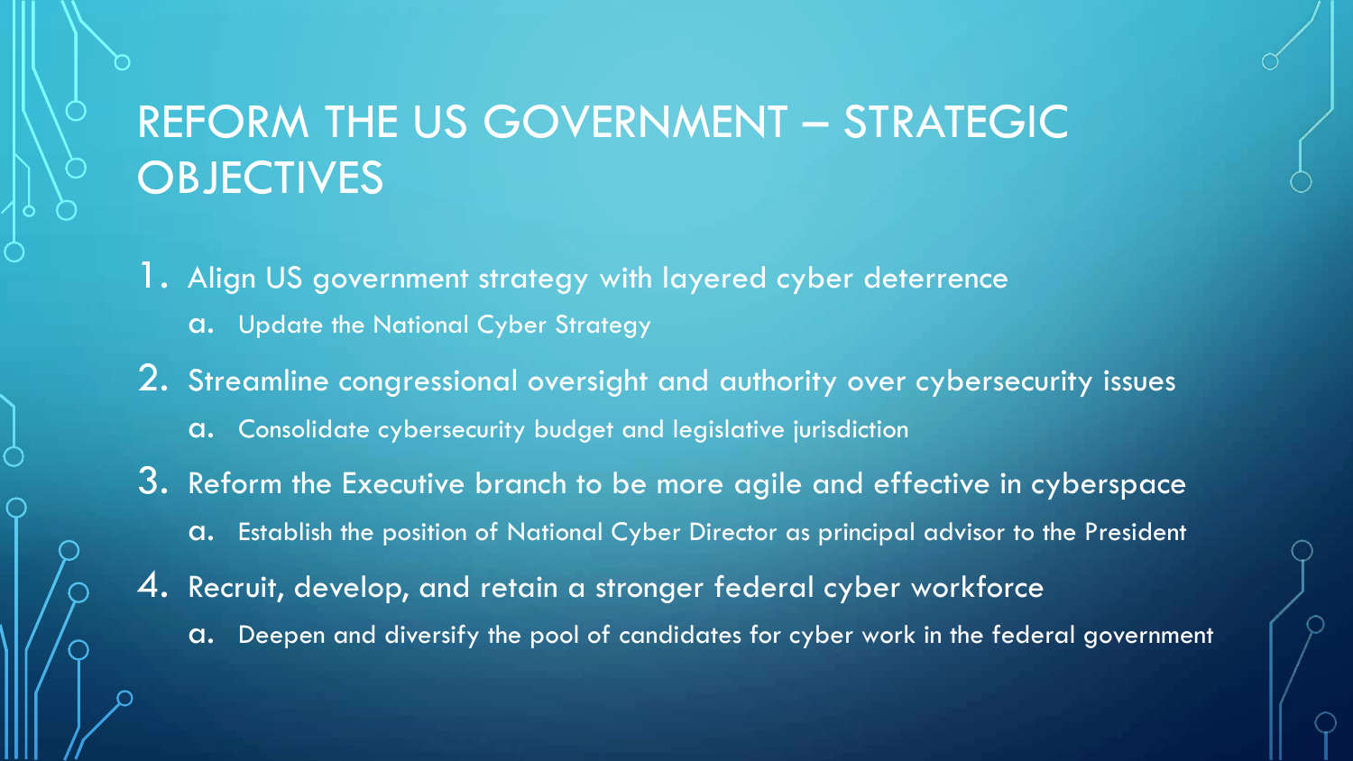# REFORM THE US GOVERNMENT – STRATEGIC OBJECTIVES

1. Align US government strategy with layered cyber deterrence
   a. Update the National Cyber Strategy
2. Streamline congressional oversight and authority over cybersecurity issues
   a. Consolidate cybersecurity budget and legislative jurisdiction
3. Reform the Executive branch to be more agile and effective in cyberspace
   a. Establish the position of National Cyber Director as principal advisor to the President
4. Recruit, develop, and retain a stronger federal cyber workforce
   a. Deepen and diversify the pool of candidates for cyber work in the federal government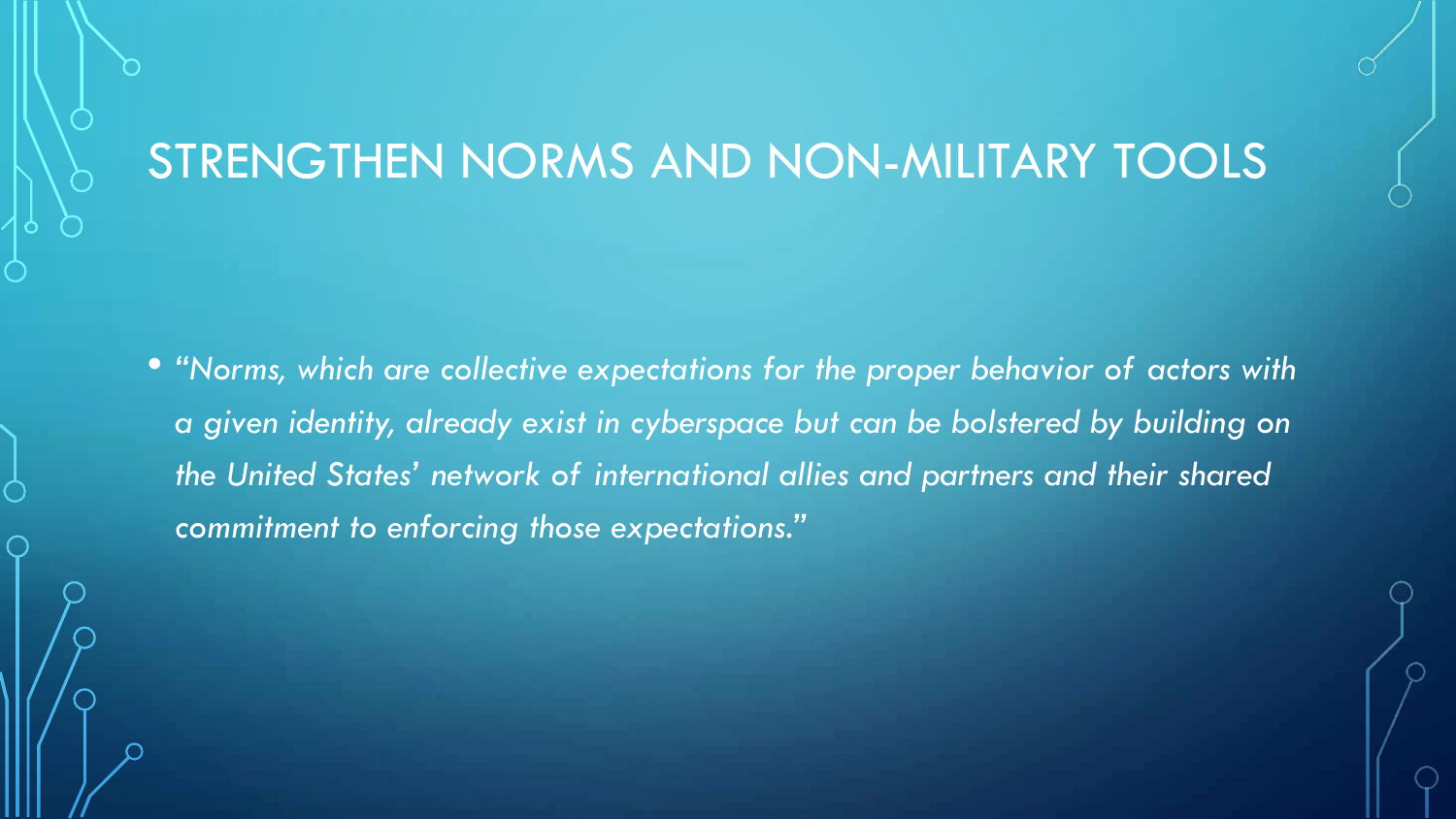# STRENGTHEN NORMS AND NON-MILITARY TOOLS

- *"Norms, which are collective expectations for the proper behavior of actors with a given identity, already exist in cyberspace but can be bolstered by building on the United States' network of international allies and partners and their shared commitment to enforcing those expectations."*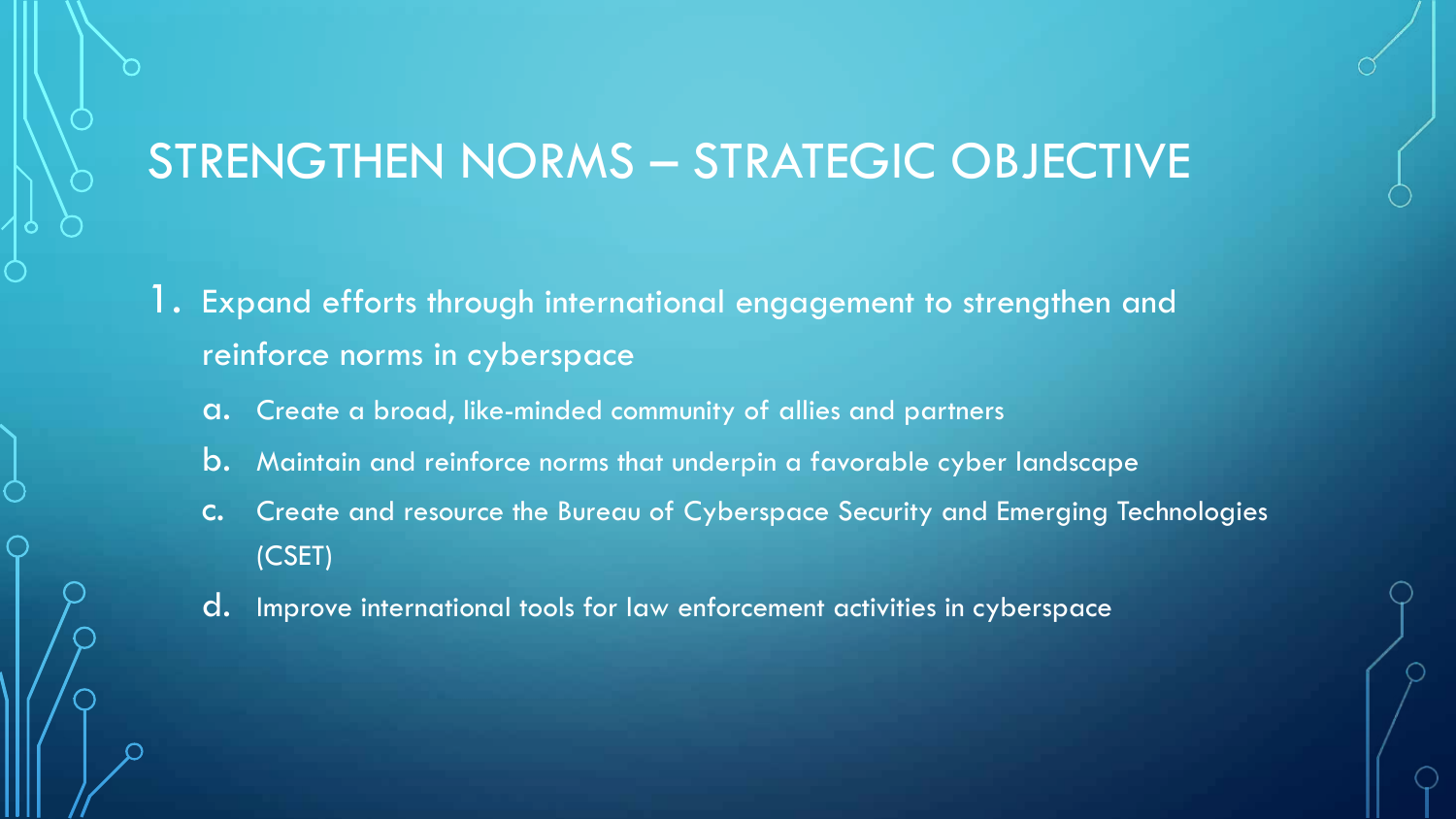# STRENGTHEN NORMS – STRATEGIC OBJECTIVE

1. Expand efforts through international engagement to strengthen and reinforce norms in cyberspace
   a. Create a broad, like-minded community of allies and partners
   b. Maintain and reinforce norms that underpin a favorable cyber landscape
   c. Create and resource the Bureau of Cyberspace Security and Emerging Technologies (CSET)
   d. Improve international tools for law enforcement activities in cyberspace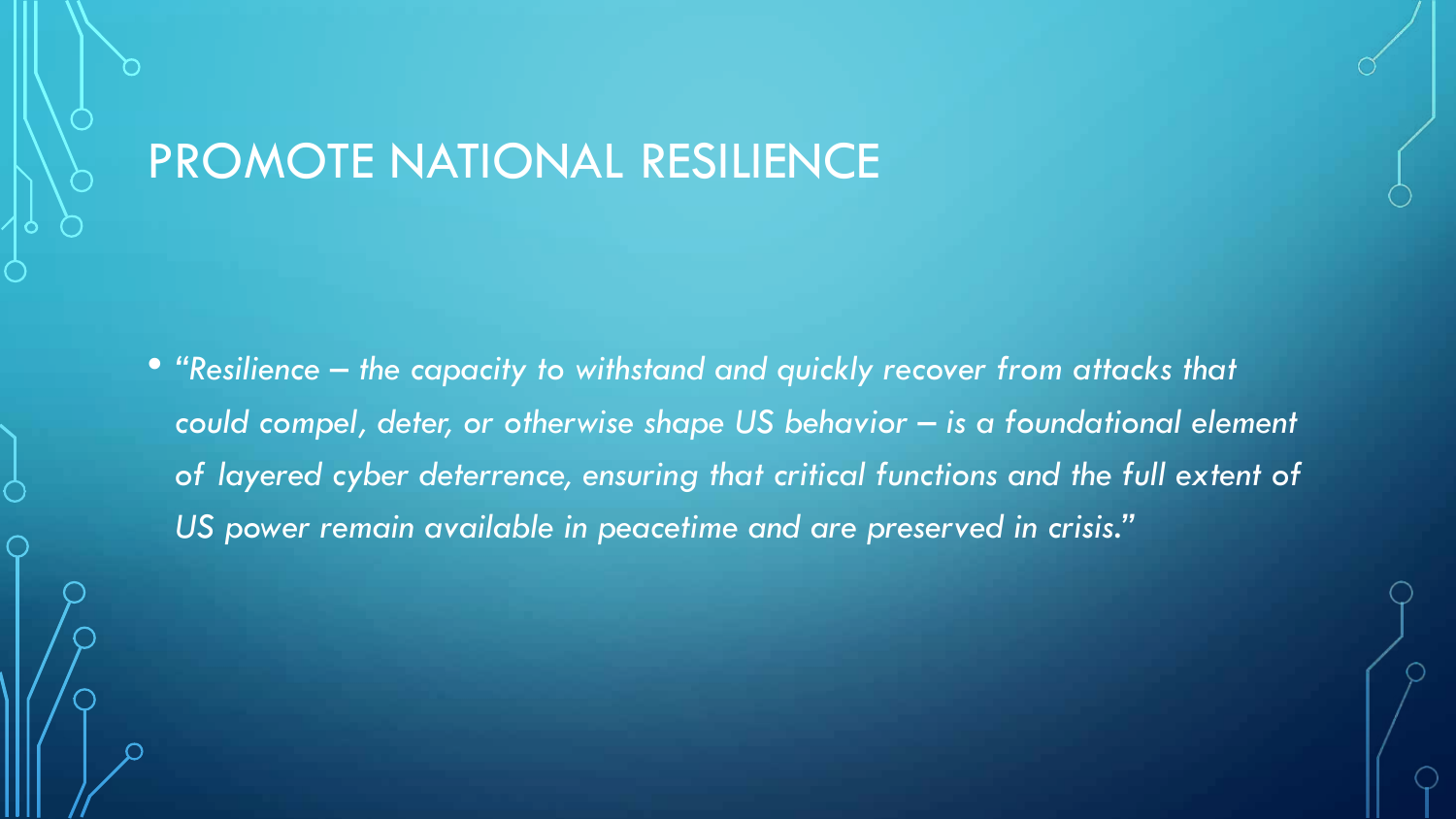# PROMOTE NATIONAL RESILIENCE

- *"Resilience – the capacity to withstand and quickly recover from attacks that could compel, deter, or otherwise shape US behavior – is a foundational element of layered cyber deterrence, ensuring that critical functions and the full extent of US power remain available in peacetime and are preserved in crisis."*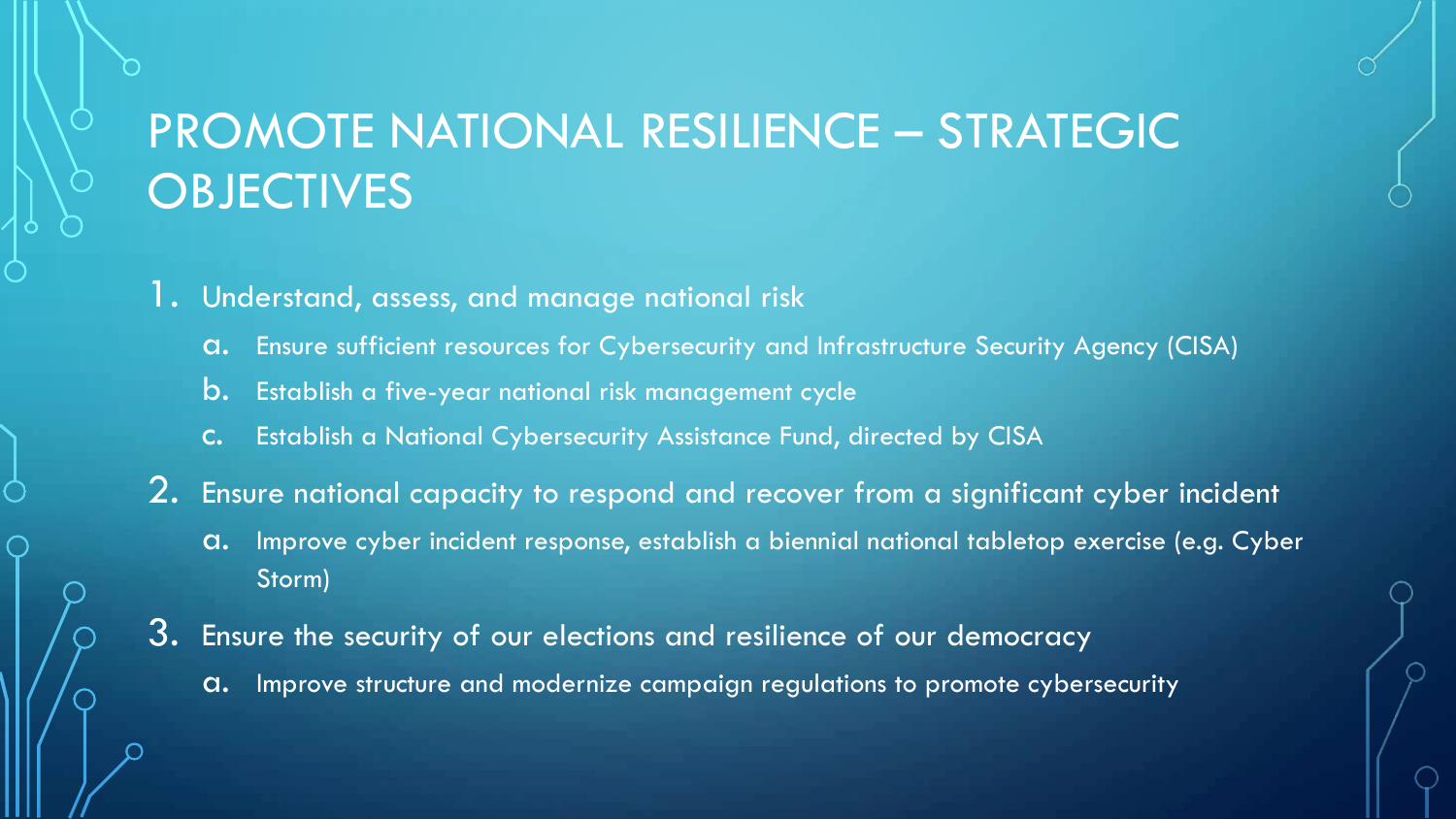# PROMOTE NATIONAL RESILIENCE – STRATEGIC OBJECTIVES

1. Understand, assess, and manage national risk
   a. Ensure sufficient resources for Cybersecurity and Infrastructure Security Agency (CISA)
   b. Establish a five-year national risk management cycle
   c. Establish a National Cybersecurity Assistance Fund, directed by CISA
2. Ensure national capacity to respond and recover from a significant cyber incident
   a. Improve cyber incident response, establish a biennial national tabletop exercise (e.g. Cyber Storm)
3. Ensure the security of our elections and resilience of our democracy
   a. Improve structure and modernize campaign regulations to promote cybersecurity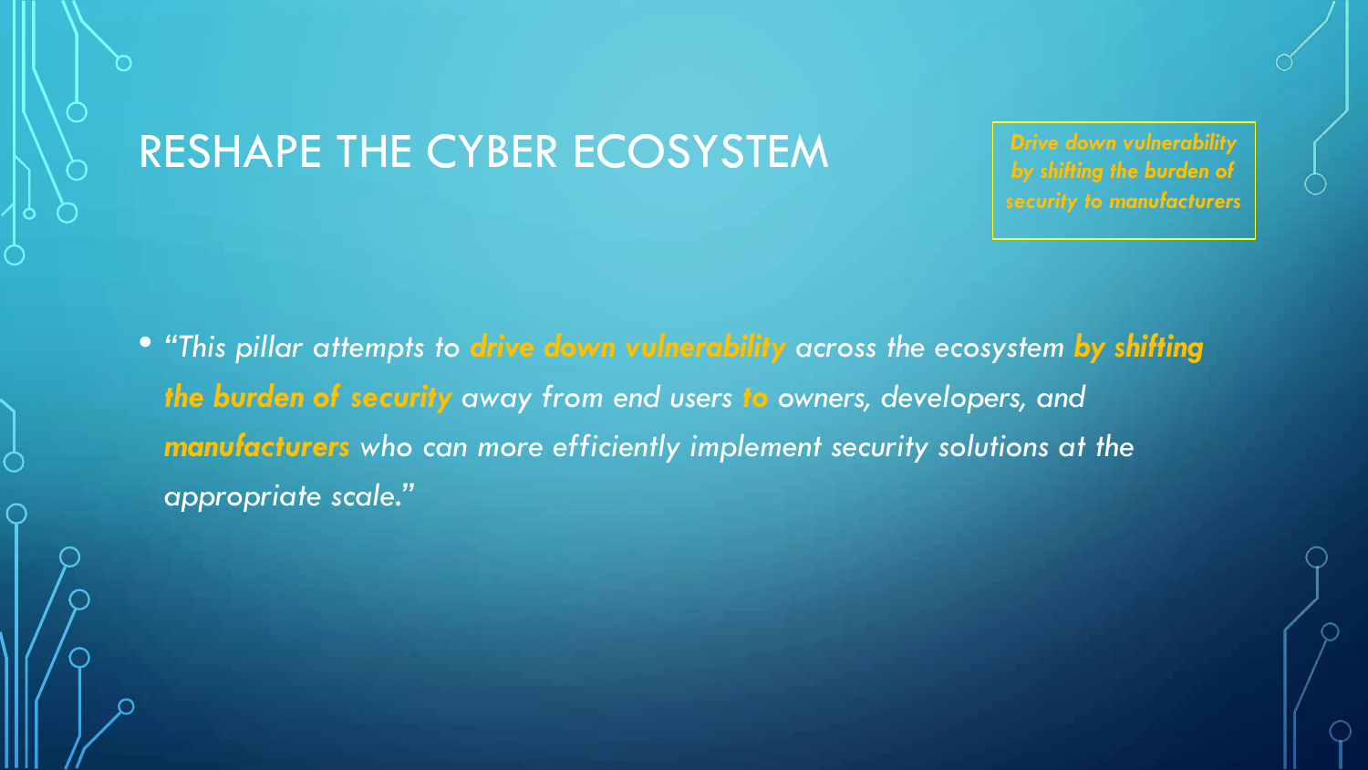# RESHAPE THE CYBER ECOSYSTEM

***Drive down vulnerability by shifting the burden of security to manufacturers***

- *"This pillar attempts to **drive down vulnerability** across the ecosystem **by shifting the burden of security** away from end users **to** owners, developers, and **manufacturers** who can more efficiently implement security solutions at the appropriate scale."*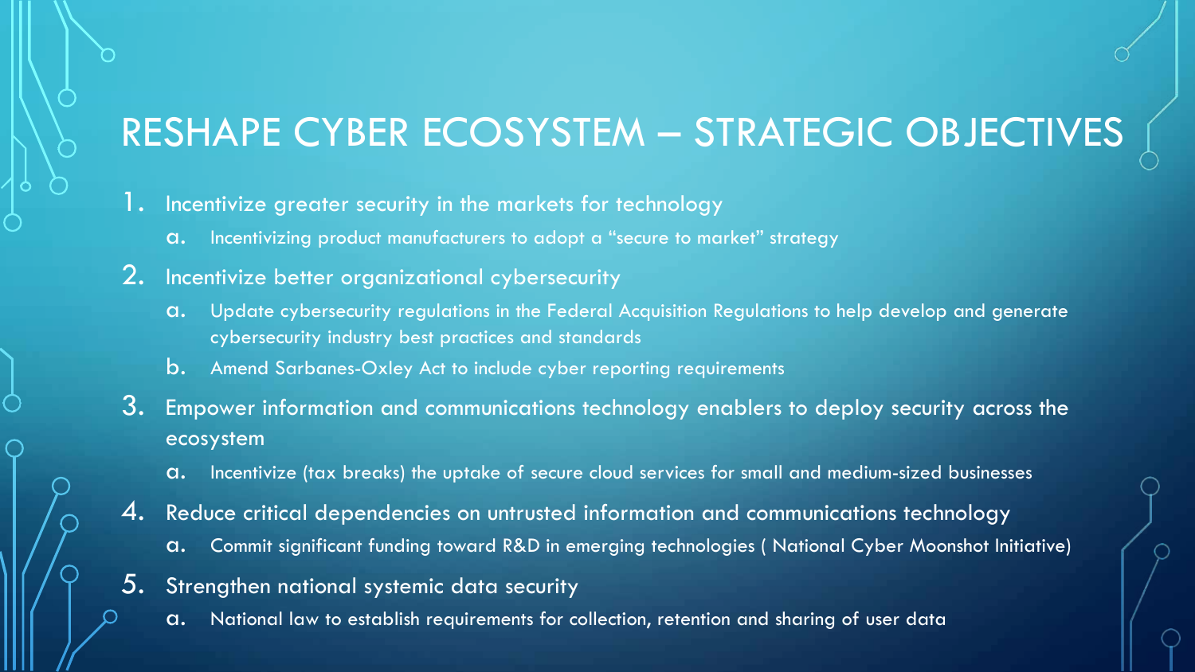# RESHAPE CYBER ECOSYSTEM – STRATEGIC OBJECTIVES

1. Incentivize greater security in the markets for technology
   a. Incentivizing product manufacturers to adopt a "secure to market" strategy
2. Incentivize better organizational cybersecurity
   a. Update cybersecurity regulations in the Federal Acquisition Regulations to help develop and generate cybersecurity industry best practices and standards
   b. Amend Sarbanes-Oxley Act to include cyber reporting requirements
3. Empower information and communications technology enablers to deploy security across the ecosystem
   a. Incentivize (tax breaks) the uptake of secure cloud services for small and medium-sized businesses
4. Reduce critical dependencies on untrusted information and communications technology
   a. Commit significant funding toward R&D in emerging technologies ( National Cyber Moonshot Initiative)
5. Strengthen national systemic data security
   a. National law to establish requirements for collection, retention and sharing of user data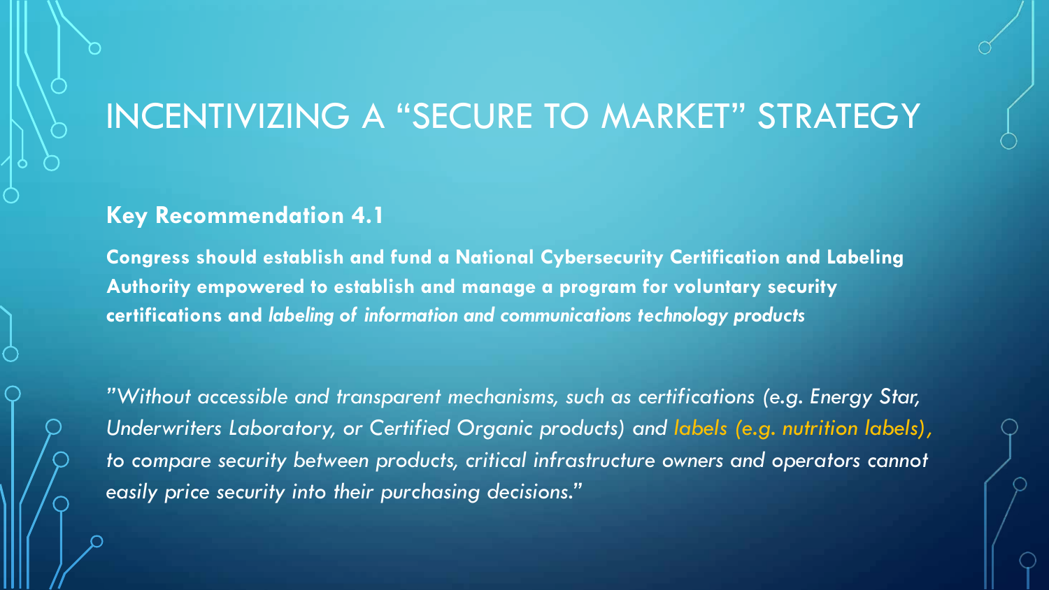# INCENTIVIZING A "SECURE TO MARKET" STRATEGY

**Key Recommendation 4.1**

**Congress should establish and fund a National Cybersecurity Certification and Labeling Authority empowered to establish and manage a program for voluntary security certifications and *labeling of information and communications technology products***

*"Without accessible and transparent mechanisms, such as certifications (e.g. Energy Star, Underwriters Laboratory, or Certified Organic products) and labels (e.g. nutrition labels), to compare security between products, critical infrastructure owners and operators cannot easily price security into their purchasing decisions."*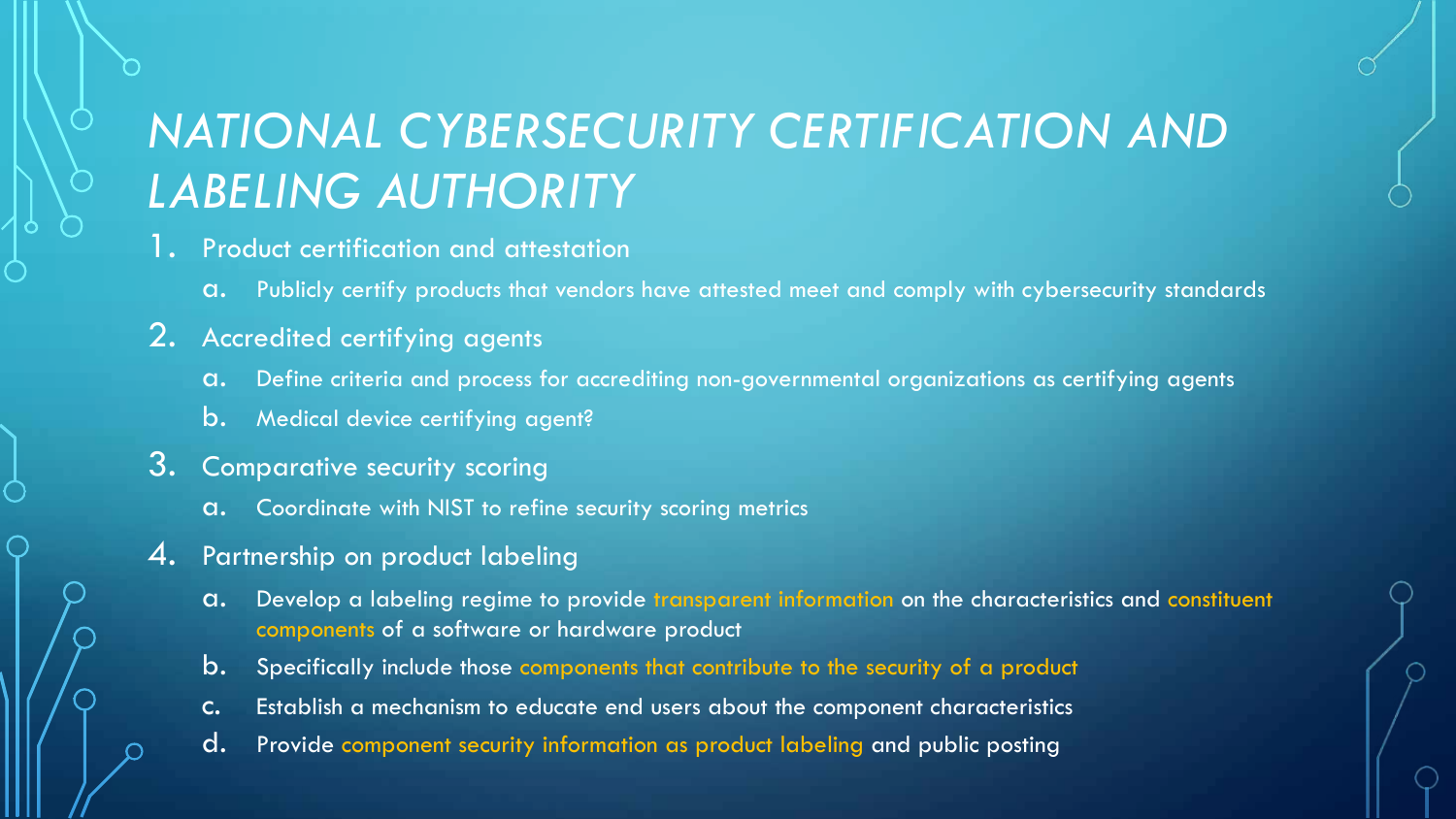# *NATIONAL CYBERSECURITY CERTIFICATION AND LABELING AUTHORITY*

1. Product certification and attestation
   a. Publicly certify products that vendors have attested meet and comply with cybersecurity standards
2. Accredited certifying agents
   a. Define criteria and process for accrediting non-governmental organizations as certifying agents
   b. Medical device certifying agent?
3. Comparative security scoring
   a. Coordinate with NIST to refine security scoring metrics
4. Partnership on product labeling
   a. Develop a labeling regime to provide transparent information on the characteristics and constituent components of a software or hardware product
   b. Specifically include those components that contribute to the security of a product
   c. Establish a mechanism to educate end users about the component characteristics
   d. Provide component security information as product labeling and public posting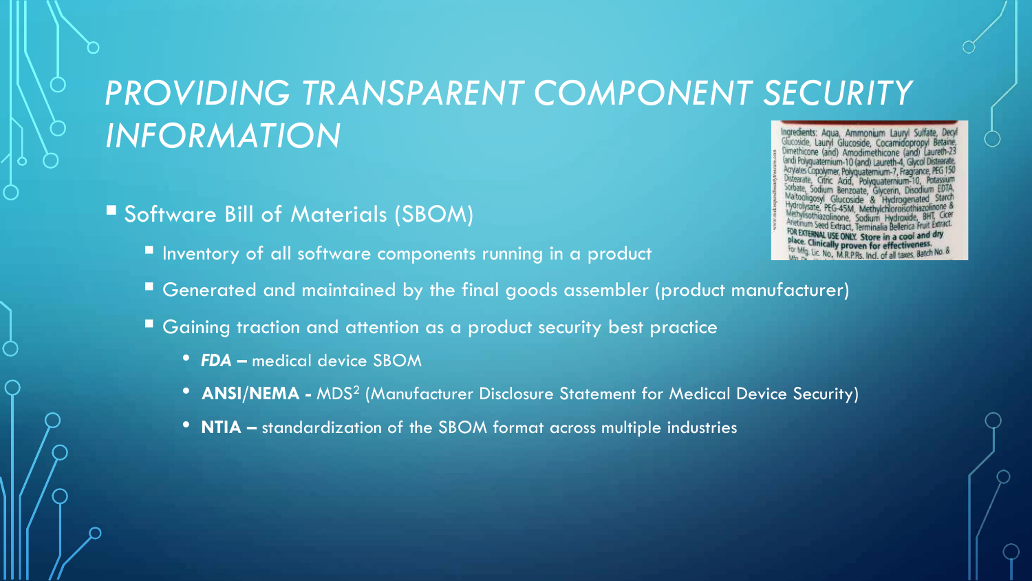# *PROVIDING TRANSPARENT COMPONENT SECURITY INFORMATION*

- Software Bill of Materials (SBOM)
  - Inventory of all software components running in a product
  - Generated and maintained by the final goods assembler (product manufacturer)
  - Gaining traction and attention as a product security best practice
    - ***FDA –*** medical device SBOM
    - **ANSI/NEMA -** MDS[2] (Manufacturer Disclosure Statement for Medical Device Security)
    - **NTIA –** standardization of the SBOM format across multiple industries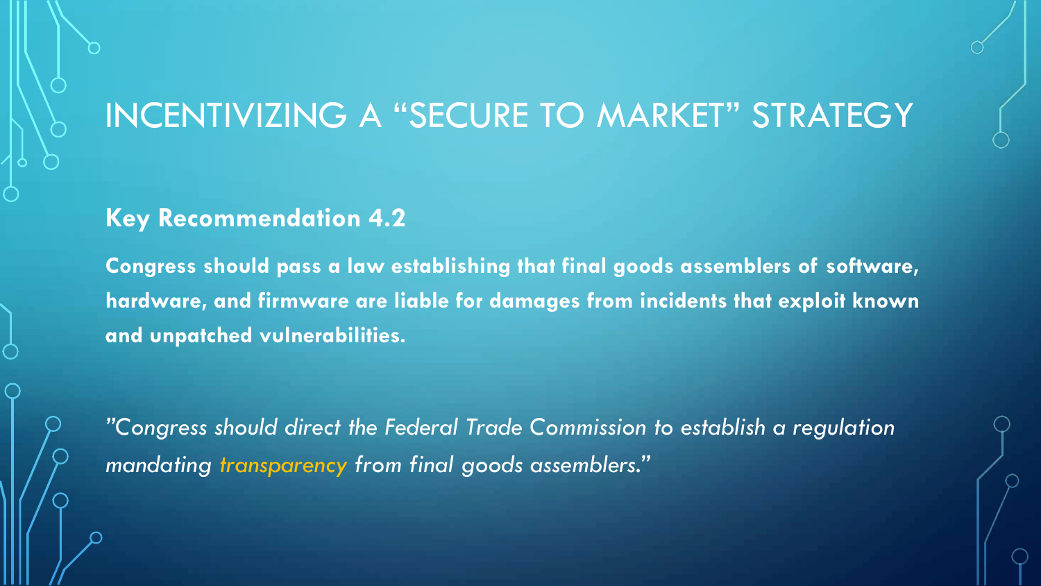# INCENTIVIZING A "SECURE TO MARKET" STRATEGY

**Key Recommendation 4.2**

**Congress should pass a law establishing that final goods assemblers of software, hardware, and firmware are liable for damages from incidents that exploit known and unpatched vulnerabilities.**

*"Congress should direct the Federal Trade Commission to establish a regulation mandating transparency from final goods assemblers."*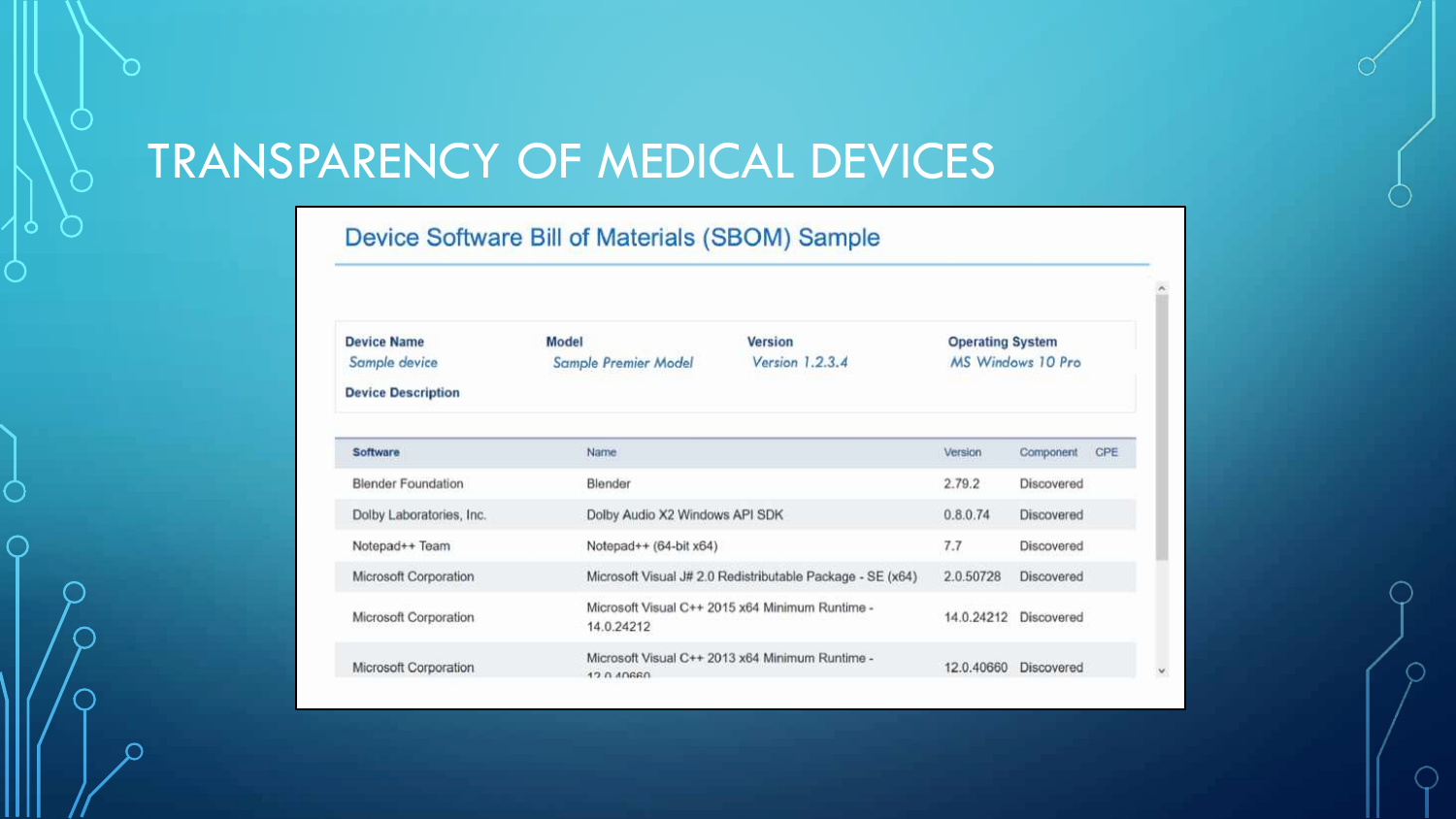# TRANSPARENCY OF MEDICAL DEVICES

## Device Software Bill of Materials (SBOM) Sample

| Device Name | Model | Version | Operating System |
|---|---|---|---|
| *Sample device* | *Sample Premier Model* | *Version 1.2.3.4* | *MS Windows 10 Pro* |

**Device Description**

| Software | Name | Version | Component | CPE |
|---|---|---|---|---|
| Blender Foundation | Blender | 2.79.2 | Discovered | |
| Dolby Laboratories, Inc. | Dolby Audio X2 Windows API SDK | 0.8.0.74 | Discovered | |
| Notepad++ Team | Notepad++ (64-bit x64) | 7.7 | Discovered | |
| Microsoft Corporation | Microsoft Visual J# 2.0 Redistributable Package - SE (x64) | 2.0.50728 | Discovered | |
| Microsoft Corporation | Microsoft Visual C++ 2015 x64 Minimum Runtime - 14.0.24212 | 14.0.24212 | Discovered | |
| Microsoft Corporation | Microsoft Visual C++ 2013 x64 Minimum Runtime - 12.0.40660 | 12.0.40660 | Discovered | |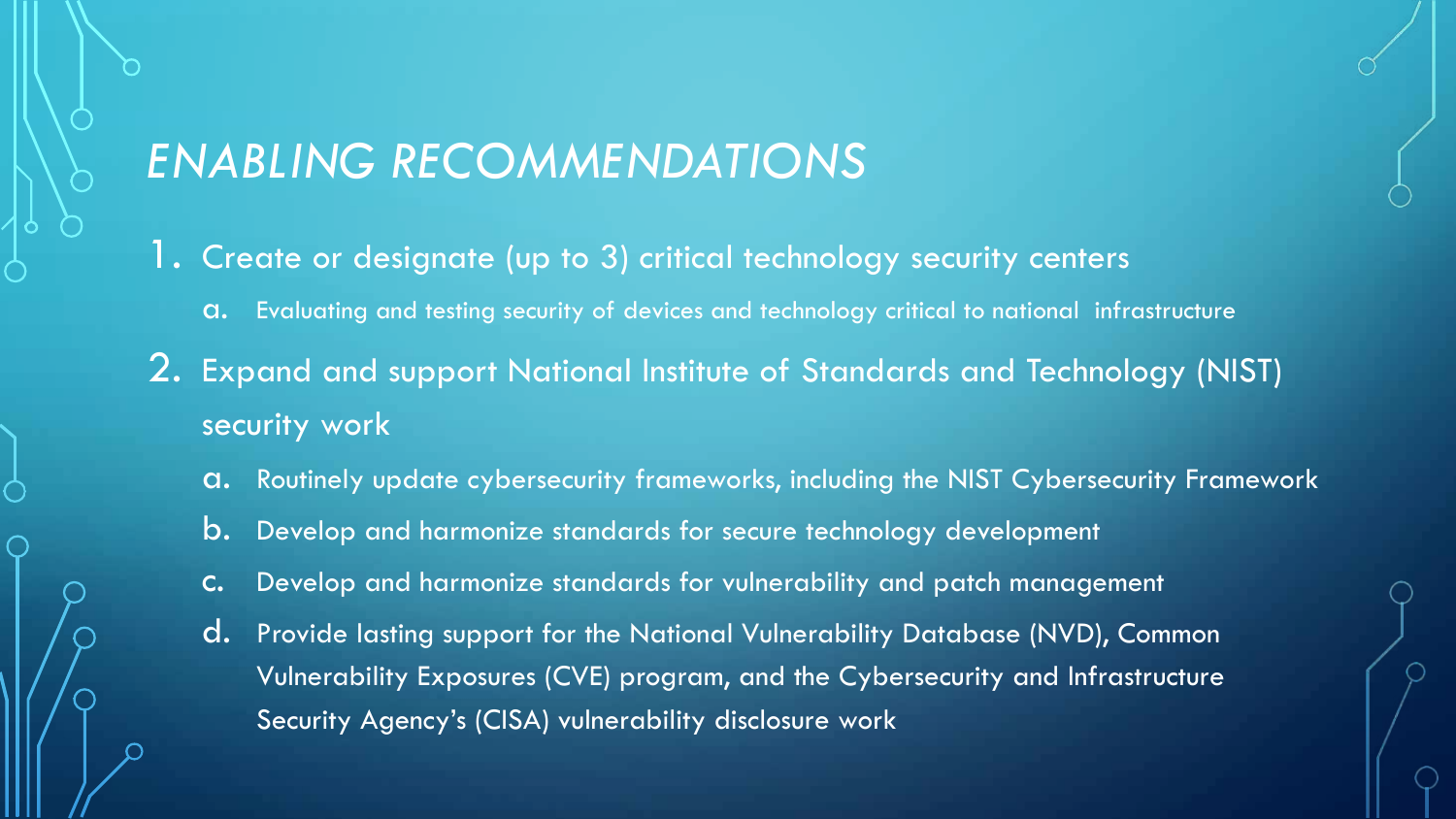# *ENABLING RECOMMENDATIONS*

1. Create or designate (up to 3) critical technology security centers
   a. Evaluating and testing security of devices and technology critical to national infrastructure
2. Expand and support National Institute of Standards and Technology (NIST) security work
   a. Routinely update cybersecurity frameworks, including the NIST Cybersecurity Framework
   b. Develop and harmonize standards for secure technology development
   c. Develop and harmonize standards for vulnerability and patch management
   d. Provide lasting support for the National Vulnerability Database (NVD), Common Vulnerability Exposures (CVE) program, and the Cybersecurity and Infrastructure Security Agency's (CISA) vulnerability disclosure work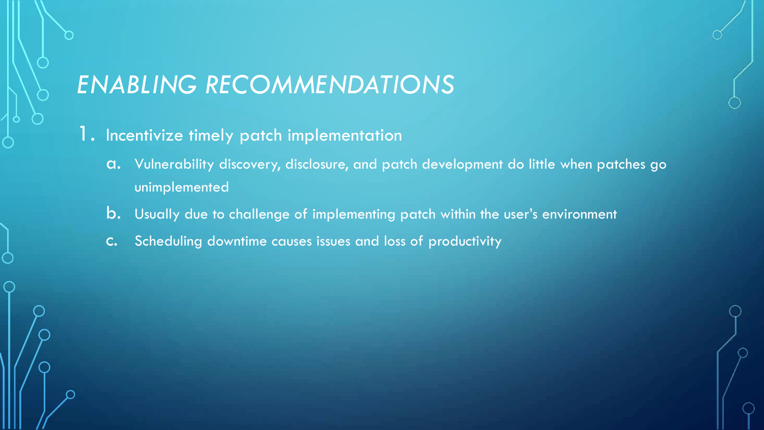# *ENABLING RECOMMENDATIONS*

1. Incentivize timely patch implementation
   a. Vulnerability discovery, disclosure, and patch development do little when patches go unimplemented
   b. Usually due to challenge of implementing patch within the user's environment
   c. Scheduling downtime causes issues and loss of productivity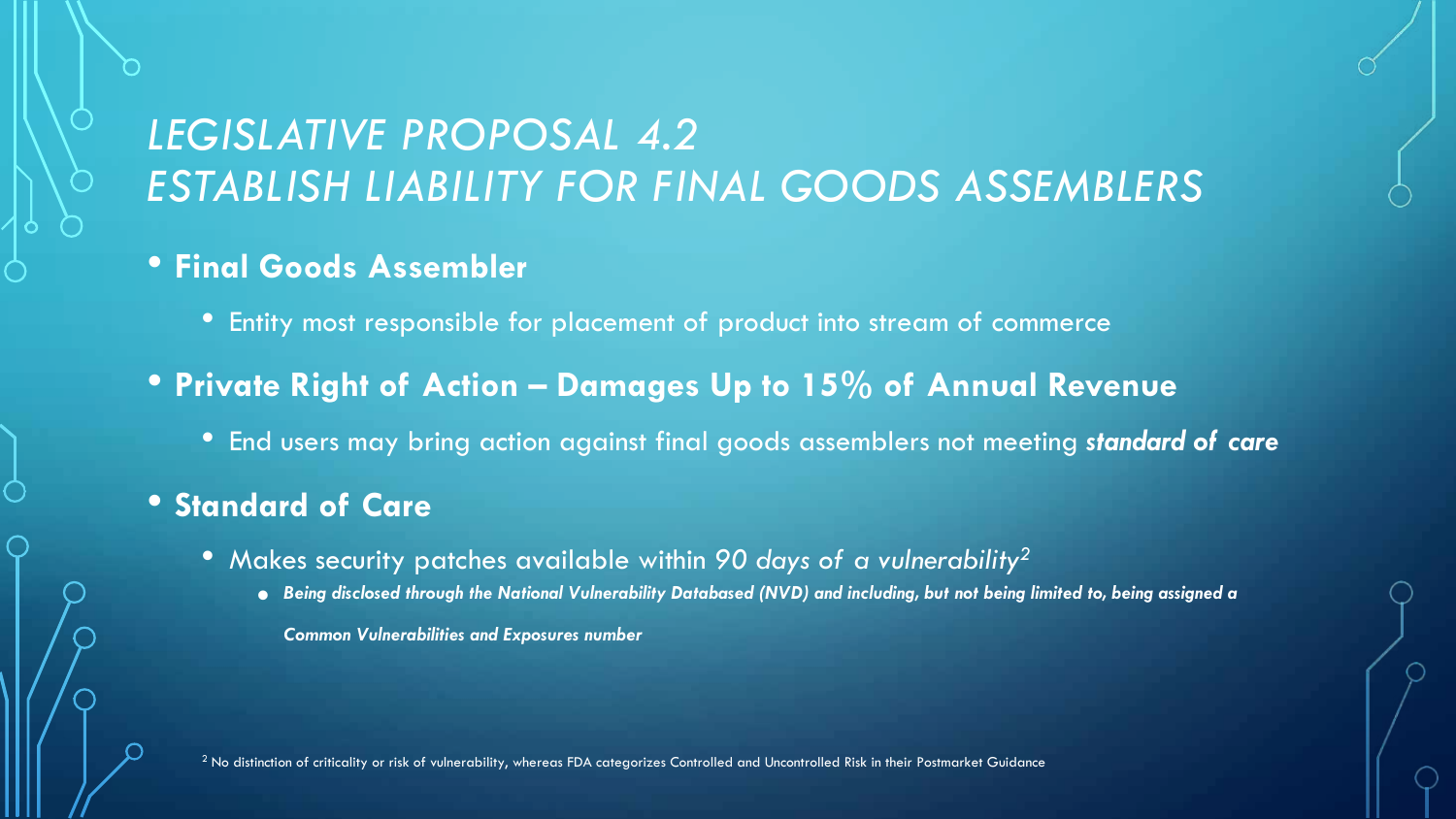# *LEGISLATIVE PROPOSAL 4.2*
# *ESTABLISH LIABILITY FOR FINAL GOODS ASSEMBLERS*

- **Final Goods Assembler**
  - Entity most responsible for placement of product into stream of commerce
- **Private Right of Action – Damages Up to 15% of Annual Revenue**
  - End users may bring action against final goods assemblers not meeting ***standard of care***
- **Standard of Care**
  - Makes security patches available within *90 days of a vulnerability*[2]
    - ***Being disclosed through the National Vulnerability Databased (NVD) and including, but not being limited to, being assigned a Common Vulnerabilities and Exposures number***

[2] No distinction of criticality or risk of vulnerability, whereas FDA categorizes Controlled and Uncontrolled Risk in their Postmarket Guidance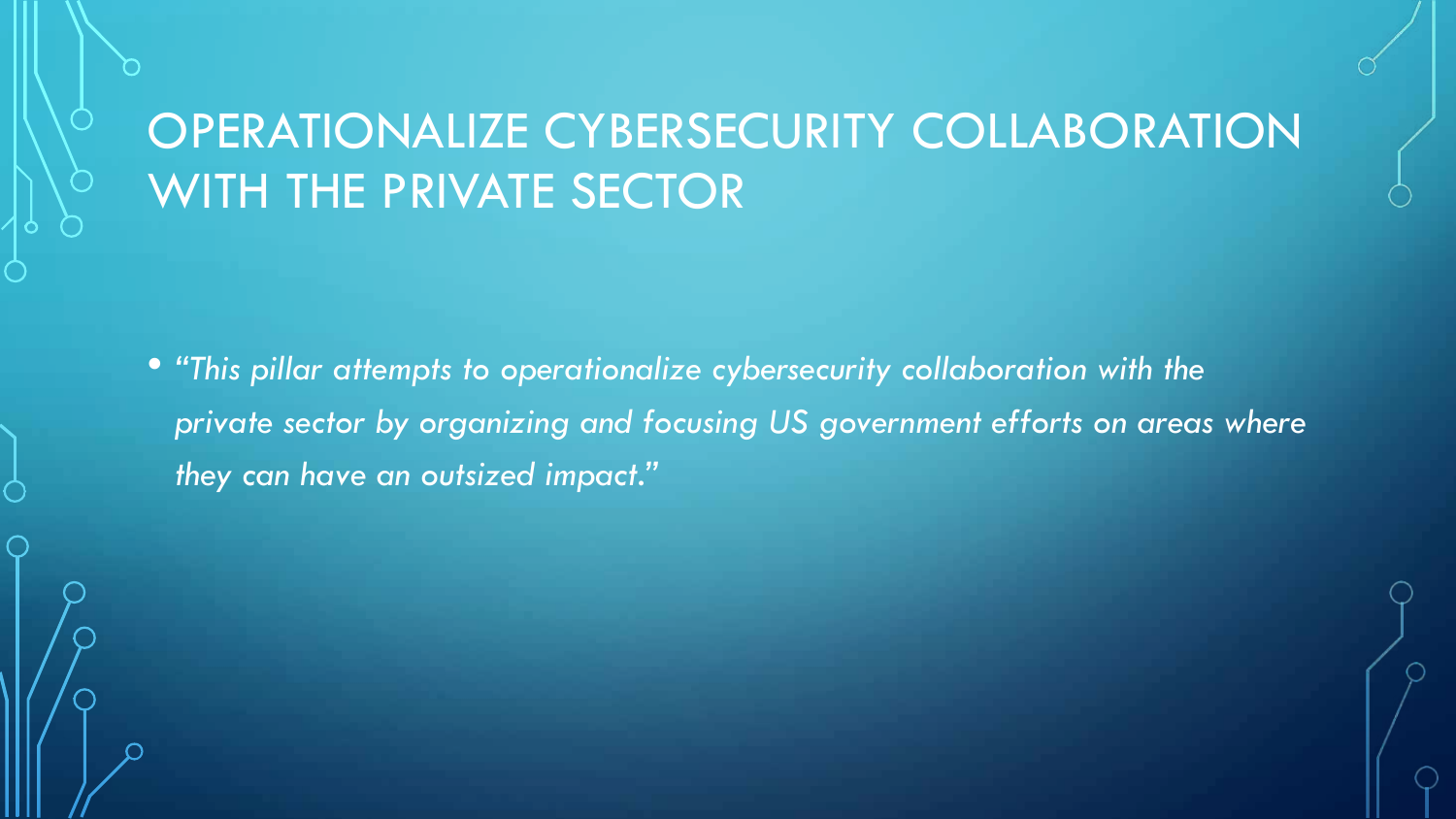# OPERATIONALIZE CYBERSECURITY COLLABORATION WITH THE PRIVATE SECTOR

- *"This pillar attempts to operationalize cybersecurity collaboration with the private sector by organizing and focusing US government efforts on areas where they can have an outsized impact."*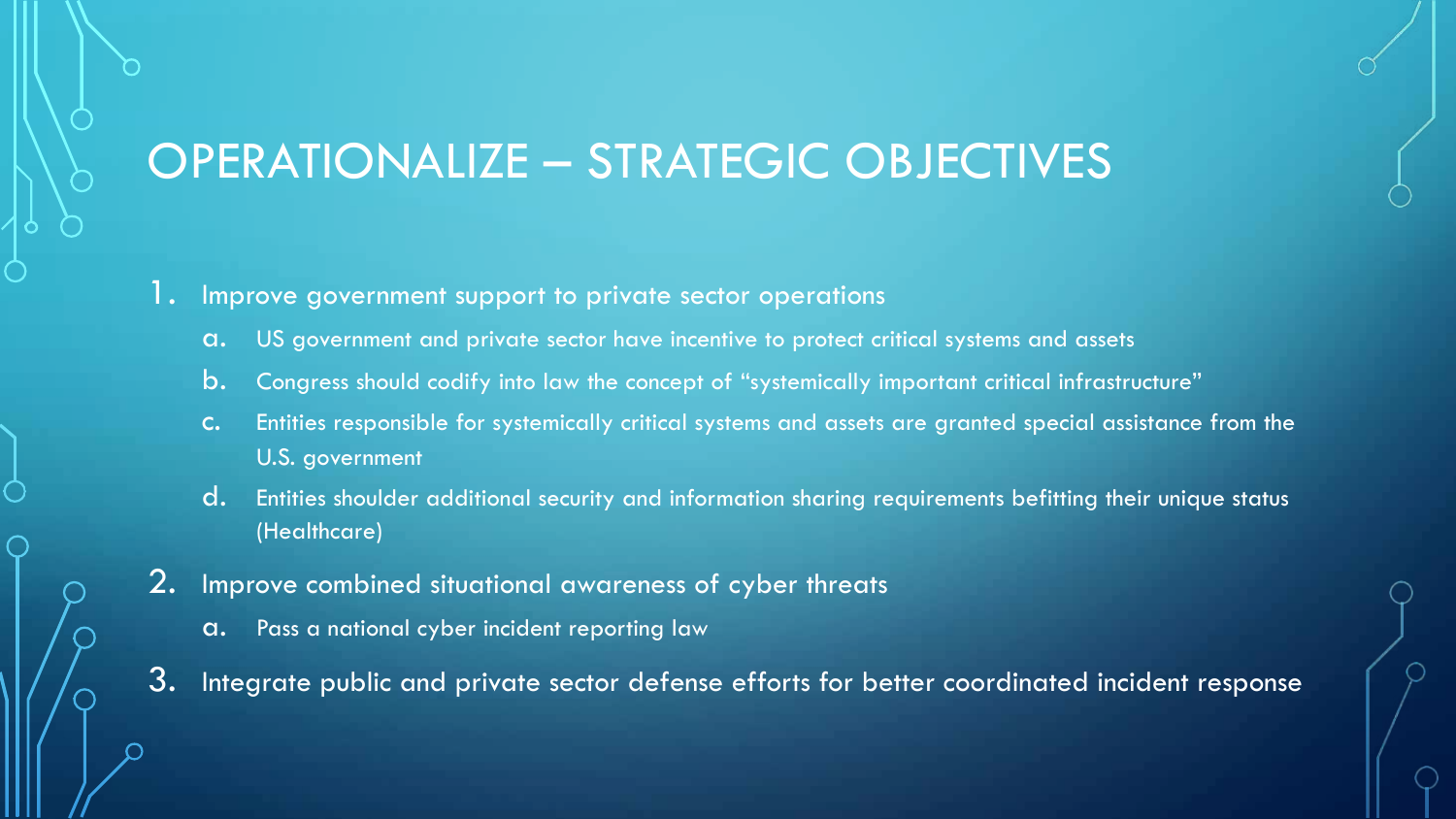# OPERATIONALIZE – STRATEGIC OBJECTIVES

1. Improve government support to private sector operations
   a. US government and private sector have incentive to protect critical systems and assets
   b. Congress should codify into law the concept of "systemically important critical infrastructure"
   c. Entities responsible for systemically critical systems and assets are granted special assistance from the U.S. government
   d. Entities shoulder additional security and information sharing requirements befitting their unique status (Healthcare)
2. Improve combined situational awareness of cyber threats
   a. Pass a national cyber incident reporting law
3. Integrate public and private sector defense efforts for better coordinated incident response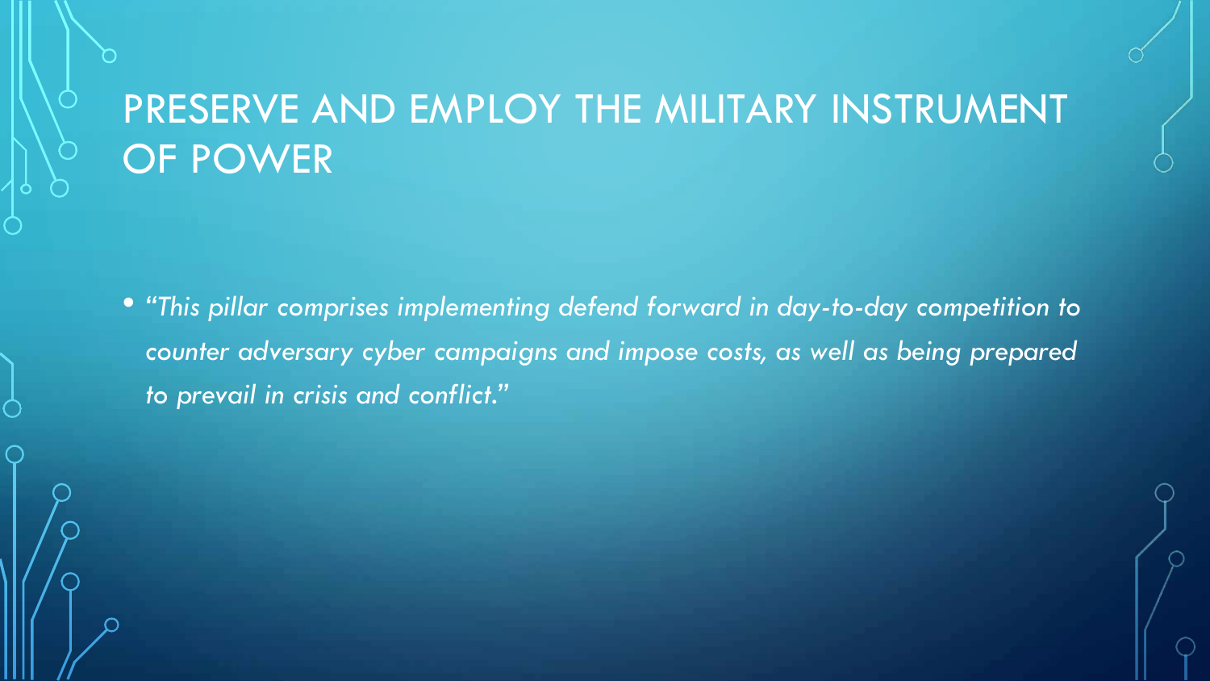# PRESERVE AND EMPLOY THE MILITARY INSTRUMENT OF POWER

- *"This pillar comprises implementing defend forward in day-to-day competition to counter adversary cyber campaigns and impose costs, as well as being prepared to prevail in crisis and conflict."*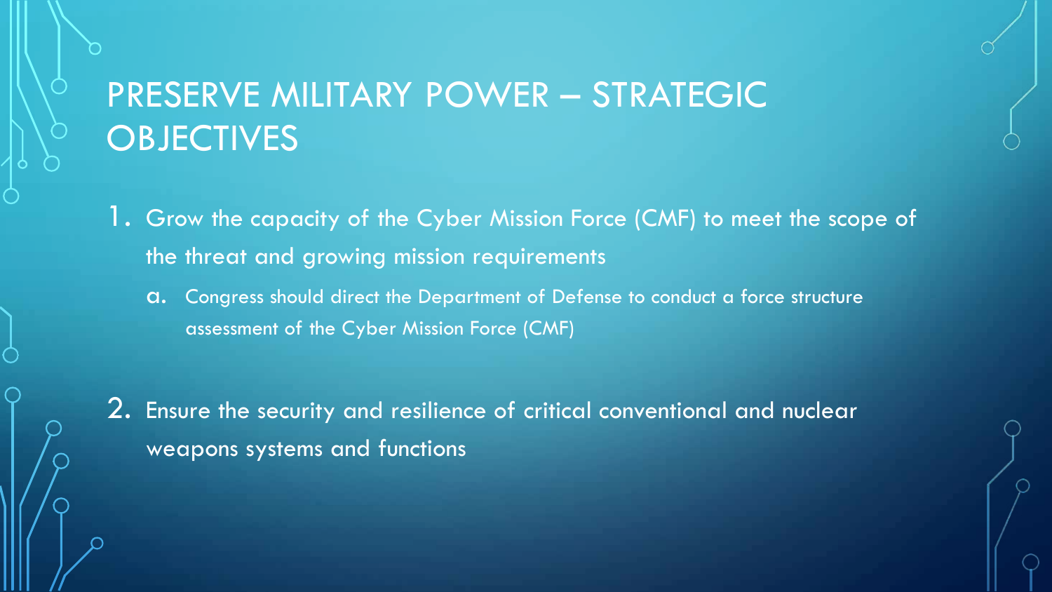# PRESERVE MILITARY POWER – STRATEGIC OBJECTIVES

1. Grow the capacity of the Cyber Mission Force (CMF) to meet the scope of the threat and growing mission requirements
   a. Congress should direct the Department of Defense to conduct a force structure assessment of the Cyber Mission Force (CMF)

2. Ensure the security and resilience of critical conventional and nuclear weapons systems and functions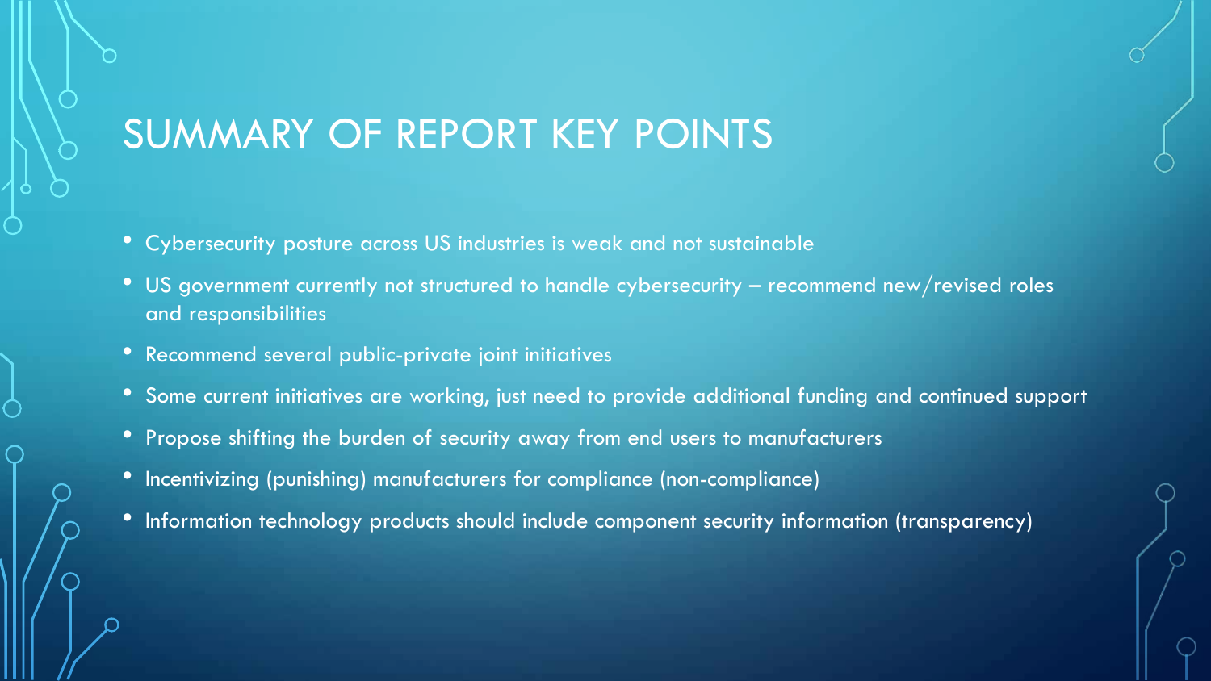# SUMMARY OF REPORT KEY POINTS

- Cybersecurity posture across US industries is weak and not sustainable
- US government currently not structured to handle cybersecurity – recommend new/revised roles and responsibilities
- Recommend several public-private joint initiatives
- Some current initiatives are working, just need to provide additional funding and continued support
- Propose shifting the burden of security away from end users to manufacturers
- Incentivizing (punishing) manufacturers for compliance (non-compliance)
- Information technology products should include component security information (transparency)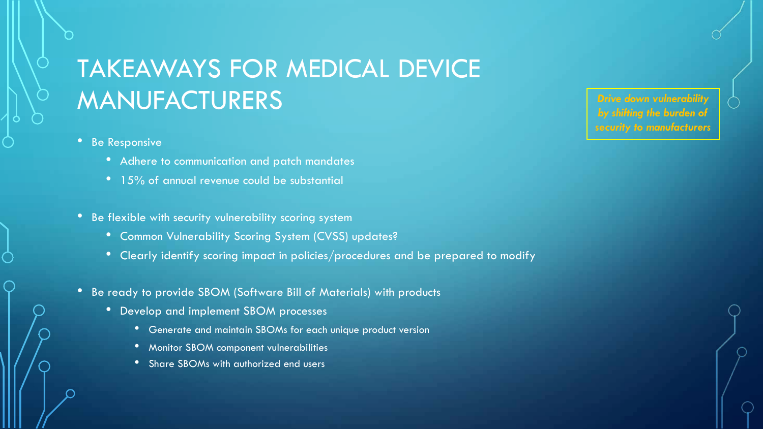# TAKEAWAYS FOR MEDICAL DEVICE MANUFACTURERS

***Drive down vulnerability by shifting the burden of security to manufacturers***

- Be Responsive
  - Adhere to communication and patch mandates
  - 15% of annual revenue could be substantial
- Be flexible with security vulnerability scoring system
  - Common Vulnerability Scoring System (CVSS) updates?
  - Clearly identify scoring impact in policies/procedures and be prepared to modify
- Be ready to provide SBOM (Software Bill of Materials) with products
  - Develop and implement SBOM processes
    - Generate and maintain SBOMs for each unique product version
    - Monitor SBOM component vulnerabilities
    - Share SBOMs with authorized end users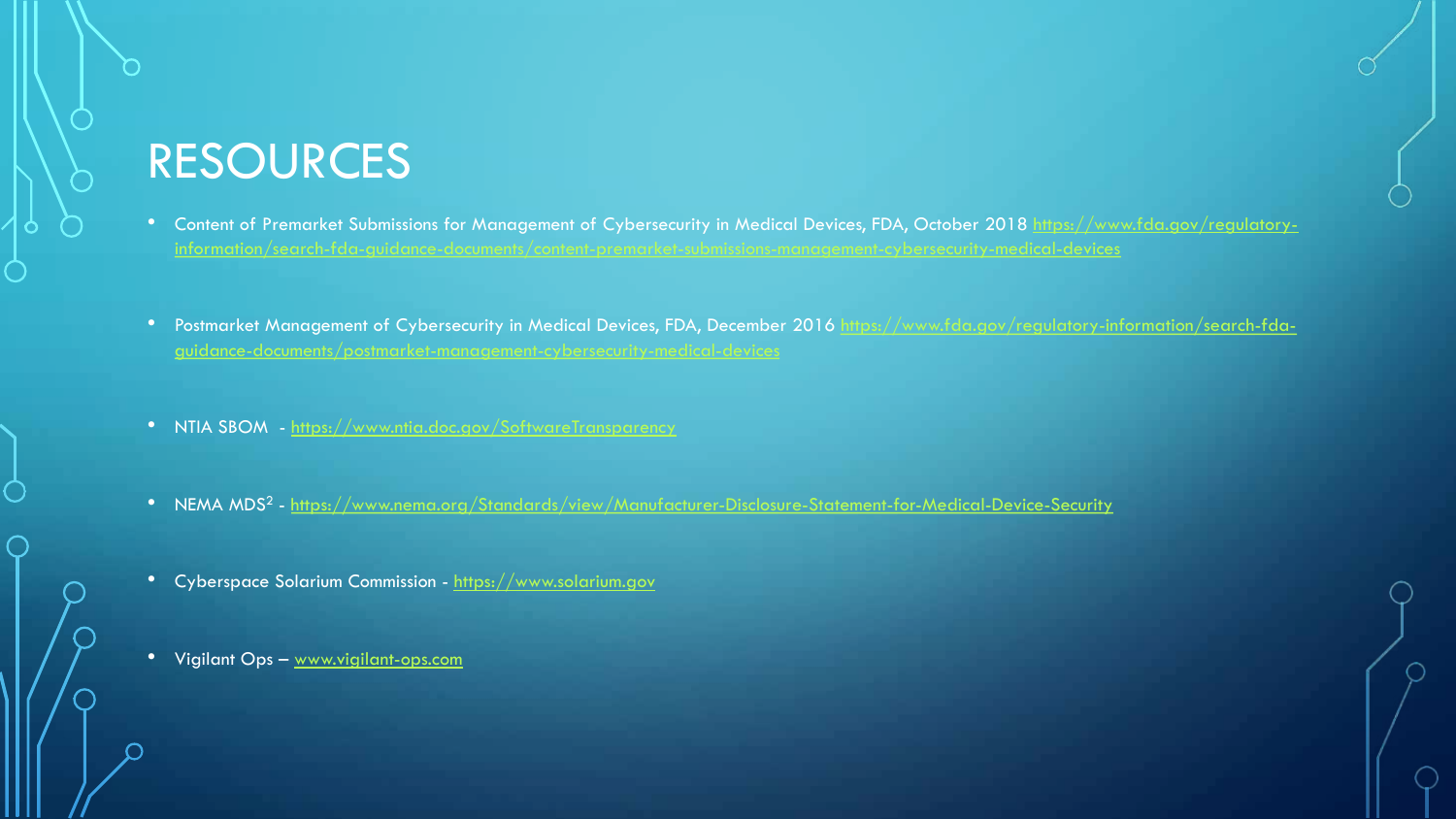# RESOURCES

- Content of Premarket Submissions for Management of Cybersecurity in Medical Devices, FDA, October 2018 https://www.fda.gov/regulatory-information/search-fda-guidance-documents/content-premarket-submissions-management-cybersecurity-medical-devices
- Postmarket Management of Cybersecurity in Medical Devices, FDA, December 2016 https://www.fda.gov/regulatory-information/search-fda-guidance-documents/postmarket-management-cybersecurity-medical-devices
- NTIA SBOM - https://www.ntia.doc.gov/SoftwareTransparency
- NEMA MDS$^2$ - https://www.nema.org/Standards/view/Manufacturer-Disclosure-Statement-for-Medical-Device-Security
- Cyberspace Solarium Commission - https://www.solarium.gov
- Vigilant Ops – www.vigilant-ops.com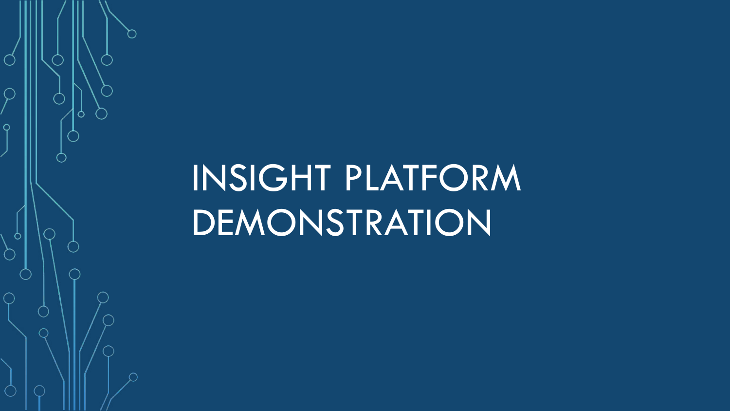# INSIGHT PLATFORM DEMONSTRATION